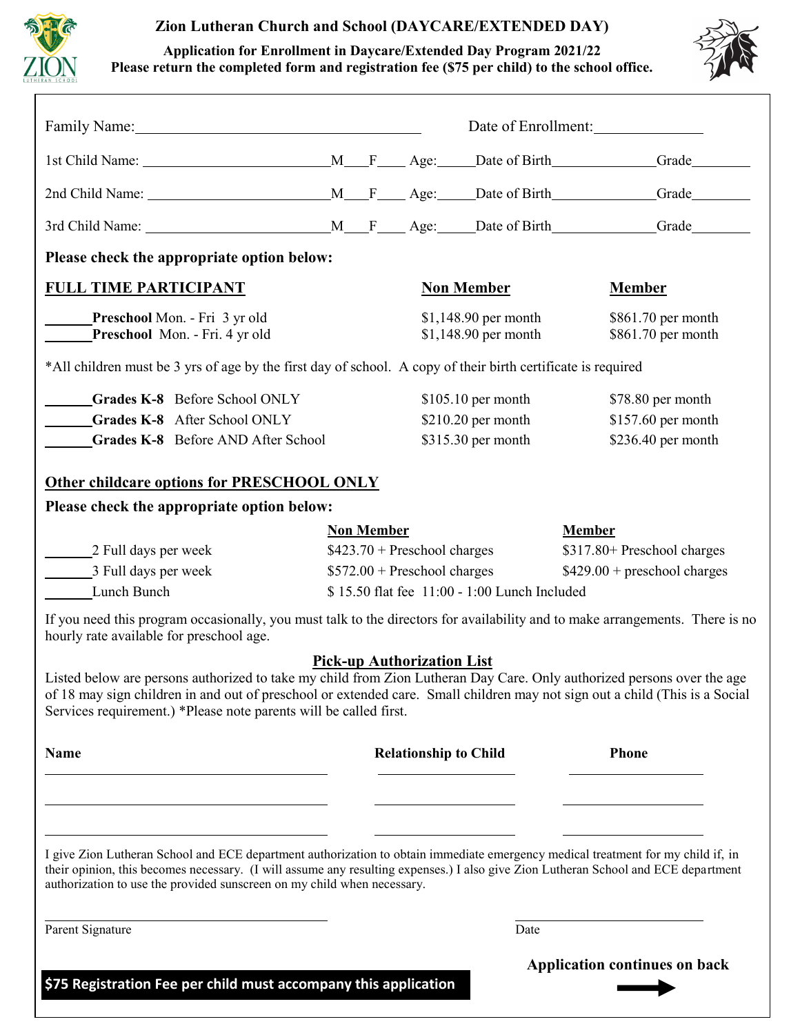# Zion Lutheran Church and School (DAYCARE/EXTENDED DAY)

**Application for Enrollment in Daycare/Extended Day Program 2021/22**
**Please return the completed form and registration fee ($75 per child) to the school office.**

Family Name: ______________________________ Date of Enrollment: ____________

1st Child Name: ____________________ M___F____ Age:_____ Date of Birth____________ Grade________

2nd Child Name: ____________________ M___F____ Age:_____ Date of Birth____________ Grade________

3rd Child Name: ____________________ M___F____ Age:_____ Date of Birth____________ Grade________

**Please check the appropriate option below:**

| **FULL TIME PARTICIPANT** | **Non Member** | **Member** |
|---|---|---|
| ______ **Preschool** Mon. - Fri 3 yr old | $1,148.90 per month | $861.70 per month |
| ______ **Preschool** Mon. - Fri. 4 yr old | $1,148.90 per month | $861.70 per month |

*All children must be 3 yrs of age by the first day of school. A copy of their birth certificate is required

| | | |
|---|---|---|
| ______ **Grades K-8** Before School ONLY | $105.10 per month | $78.80 per month |
| ______ **Grades K-8** After School ONLY | $210.20 per month | $157.60 per month |
| ______ **Grades K-8** Before AND After School | $315.30 per month | $236.40 per month |

## Other childcare options for PRESCHOOL ONLY

**Please check the appropriate option below:**

| | **Non Member** | **Member** |
|---|---|---|
| ______ 2 Full days per week | $423.70 + Preschool charges | $317.80+ Preschool charges |
| ______ 3 Full days per week | $572.00 + Preschool charges | $429.00 + preschool charges |
| ______ Lunch Bunch | $ 15.50 flat fee 11:00 - 1:00 Lunch Included | |

If you need this program occasionally, you must talk to the directors for availability and to make arrangements. There is no hourly rate available for preschool age.

## Pick-up Authorization List

Listed below are persons authorized to take my child from Zion Lutheran Day Care. Only authorized persons over the age of 18 may sign children in and out of preschool or extended care. Small children may not sign out a child (This is a Social Services requirement.) *Please note parents will be called first.

| **Name** | **Relationship to Child** | **Phone** |
|---|---|---|
| | | |
| | | |
| | | |

I give Zion Lutheran School and ECE department authorization to obtain immediate emergency medical treatment for my child if, in their opinion, this becomes necessary. (I will assume any resulting expenses.) I also give Zion Lutheran School and ECE department authorization to use the provided sunscreen on my child when necessary.

______________________________ ______________________
Parent Signature Date

**$75 Registration Fee per child must accompany this application**

**Application continues on back**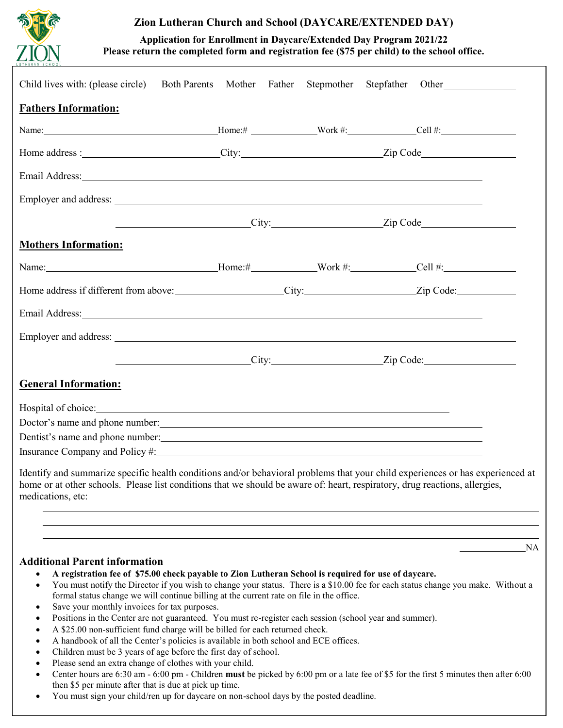## Zion Lutheran Church and School (DAYCARE/EXTENDED DAY)

**Application for Enrollment in Daycare/Extended Day Program 2021/22**
**Please return the completed form and registration fee ($75 per child) to the school office.**

Child lives with: (please circle) Both Parents Mother Father Stepmother Stepfather Other______________

**Fathers Information:**

Name:________________________________ Home:# ____________ Work #:____________ Cell #:______________

Home address :__________________________ City:__________________________ Zip Code__________________

Email Address:________________________________________________________________________

Employer and address: __________________________________________________________________

__________________________ City:______________________ Zip Code__________________

**Mothers Information:**

Name:________________________________ Home:#____________ Work #:____________ Cell #:______________

Home address if different from above:____________________ City:____________________ Zip Code:___________

Email Address:________________________________________________________________________

Employer and address: __________________________________________________________________

__________________________ City:______________________ Zip Code:__________________

**General Information:**

Hospital of choice:_______________________________________________________________

Doctor's name and phone number:_____________________________________________________

Dentist's name and phone number:____________________________________________________

Insurance Company and Policy #:_____________________________________________________

Identify and summarize specific health conditions and/or behavioral problems that your child experiences or has experienced at home or at other schools. Please list conditions that we should be aware of: heart, respiratory, drug reactions, allergies, medications, etc:

______________________________________________________________________________

______________________________________________________________________________

______________________________________________________________________________

______________NA

### Additional Parent information

- **A registration fee of $75.00 check payable to Zion Lutheran School is required for use of daycare.**
- You must notify the Director if you wish to change your status. There is a $10.00 fee for each status change you make. Without a formal status change we will continue billing at the current rate on file in the office.
- Save your monthly invoices for tax purposes.
- Positions in the Center are not guaranteed. You must re-register each session (school year and summer).
- A $25.00 non-sufficient fund charge will be billed for each returned check.
- A handbook of all the Center's policies is available in both school and ECE offices.
- Children must be 3 years of age before the first day of school.
- Please send an extra change of clothes with your child.
- Center hours are 6:30 am - 6:00 pm - Children **must** be picked by 6:00 pm or a late fee of $5 for the first 5 minutes then after 6:00 then $5 per minute after that is due at pick up time.
- You must sign your child/ren up for daycare on non-school days by the posted deadline.